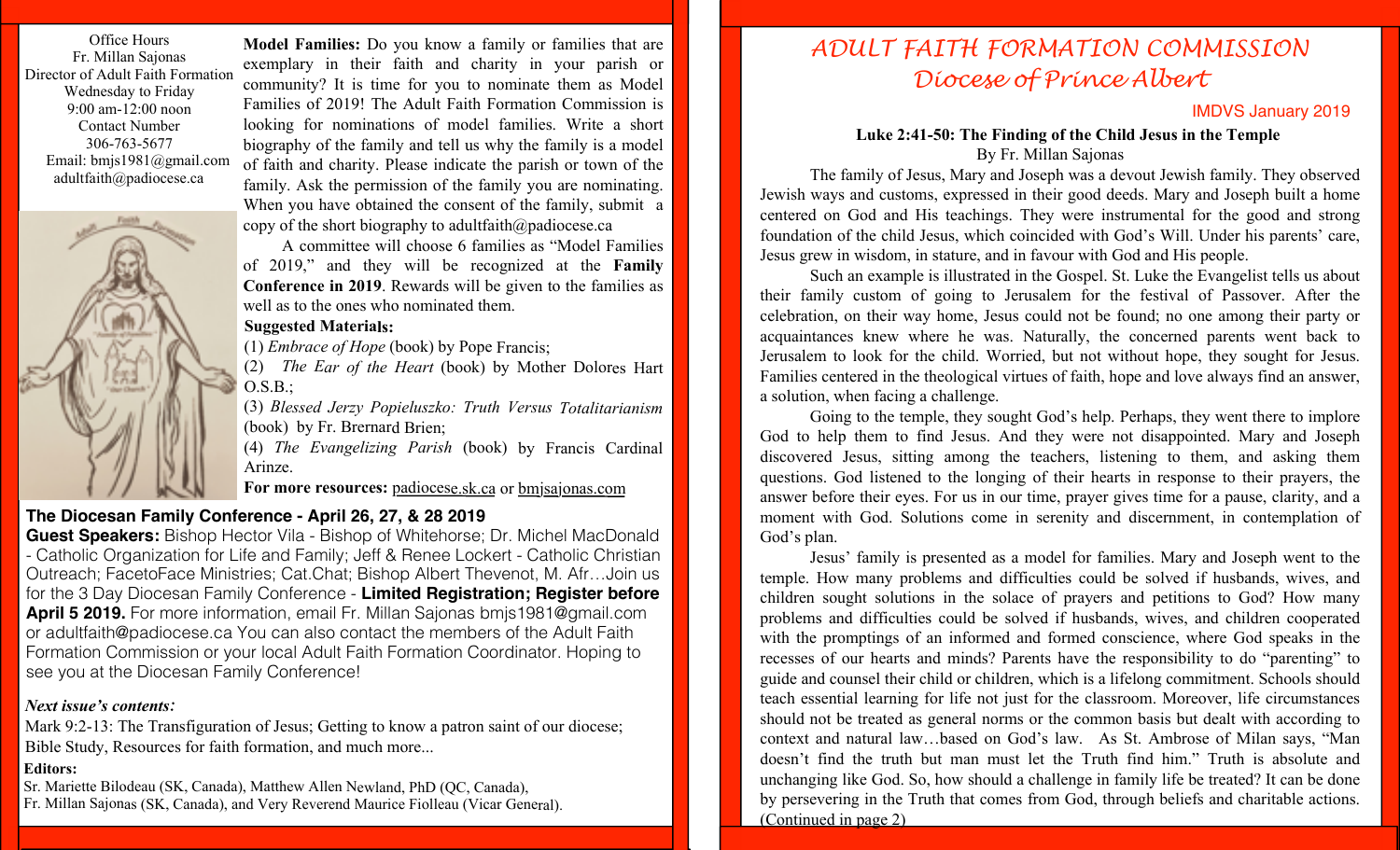Office Hours
Fr. Millan Sajonas
Director of Adult Faith Formation
Wednesday to Friday
9:00 am-12:00 noon
Contact Number
306-763-5677
Email: bmjs1981@gmail.com
adultfaith@padiocese.ca

**Model Families:** Do you know a family or families that are exemplary in their faith and charity in your parish or community? It is time for you to nominate them as Model Families of 2019! The Adult Faith Formation Commission is looking for nominations of model families. Write a short biography of the family and tell us why the family is a model of faith and charity. Please indicate the parish or town of the family. Ask the permission of the family you are nominating. When you have obtained the consent of the family, submit a copy of the short biography to adultfaith@padiocese.ca

A committee will choose 6 families as "Model Families of 2019," and they will be recognized at the **Family Conference in 2019**. Rewards will be given to the families as well as to the ones who nominated them.

**Suggested Materials:**

(1) *Embrace of Hope* (book) by Pope Francis;
(2) *The Ear of the Heart* (book) by Mother Dolores Hart O.S.B.;
(3) *Blessed Jerzy Popieluszko: Truth Versus Totalitarianism* (book) by Fr. Brernard Brien;
(4) *The Evangelizing Parish* (book) by Francis Cardinal Arinze.

**For more resources:** padiocese.sk.ca or bmjsajonas.com

## The Diocesan Family Conference - April 26, 27, & 28 2019

**Guest Speakers:** Bishop Hector Vila - Bishop of Whitehorse; Dr. Michel MacDonald - Catholic Organization for Life and Family; Jeff & Renee Lockert - Catholic Christian Outreach; FacetoFace Ministries; Cat.Chat; Bishop Albert Thevenot, M. Afr…Join us for the 3 Day Diocesan Family Conference - **Limited Registration; Register before April 5 2019.** For more information, email Fr. Millan Sajonas bmjs1981@gmail.com or adultfaith@padiocese.ca You can also contact the members of the Adult Faith Formation Commission or your local Adult Faith Formation Coordinator. Hoping to see you at the Diocesan Family Conference!

***Next issue's contents:***

Mark 9:2-13: The Transfiguration of Jesus; Getting to know a patron saint of our diocese; Bible Study, Resources for faith formation, and much more...

**Editors:**

Sr. Mariette Bilodeau (SK, Canada), Matthew Allen Newland, PhD (QC, Canada),
Fr. Millan Sajonas (SK, Canada), and Very Reverend Maurice Fiolleau (Vicar General).

# ADULT FAITH FORMATION COMMISSION
# Diocese of Prince Albert

IMDVS January 2019

### Luke 2:41-50: The Finding of the Child Jesus in the Temple

By Fr. Millan Sajonas

The family of Jesus, Mary and Joseph was a devout Jewish family. They observed Jewish ways and customs, expressed in their good deeds. Mary and Joseph built a home centered on God and His teachings. They were instrumental for the good and strong foundation of the child Jesus, which coincided with God's Will. Under his parents' care, Jesus grew in wisdom, in stature, and in favour with God and His people.

Such an example is illustrated in the Gospel. St. Luke the Evangelist tells us about their family custom of going to Jerusalem for the festival of Passover. After the celebration, on their way home, Jesus could not be found; no one among their party or acquaintances knew where he was. Naturally, the concerned parents went back to Jerusalem to look for the child. Worried, but not without hope, they sought for Jesus. Families centered in the theological virtues of faith, hope and love always find an answer, a solution, when facing a challenge.

Going to the temple, they sought God's help. Perhaps, they went there to implore God to help them to find Jesus. And they were not disappointed. Mary and Joseph discovered Jesus, sitting among the teachers, listening to them, and asking them questions. God listened to the longing of their hearts in response to their prayers, the answer before their eyes. For us in our time, prayer gives time for a pause, clarity, and a moment with God. Solutions come in serenity and discernment, in contemplation of God's plan.

Jesus' family is presented as a model for families. Mary and Joseph went to the temple. How many problems and difficulties could be solved if husbands, wives, and children sought solutions in the solace of prayers and petitions to God? How many problems and difficulties could be solved if husbands, wives, and children cooperated with the promptings of an informed and formed conscience, where God speaks in the recesses of our hearts and minds? Parents have the responsibility to do "parenting" to guide and counsel their child or children, which is a lifelong commitment. Schools should teach essential learning for life not just for the classroom. Moreover, life circumstances should not be treated as general norms or the common basis but dealt with according to context and natural law…based on God's law. As St. Ambrose of Milan says, "Man doesn't find the truth but man must let the Truth find him." Truth is absolute and unchanging like God. So, how should a challenge in family life be treated? It can be done by persevering in the Truth that comes from God, through beliefs and charitable actions. (Continued in page 2)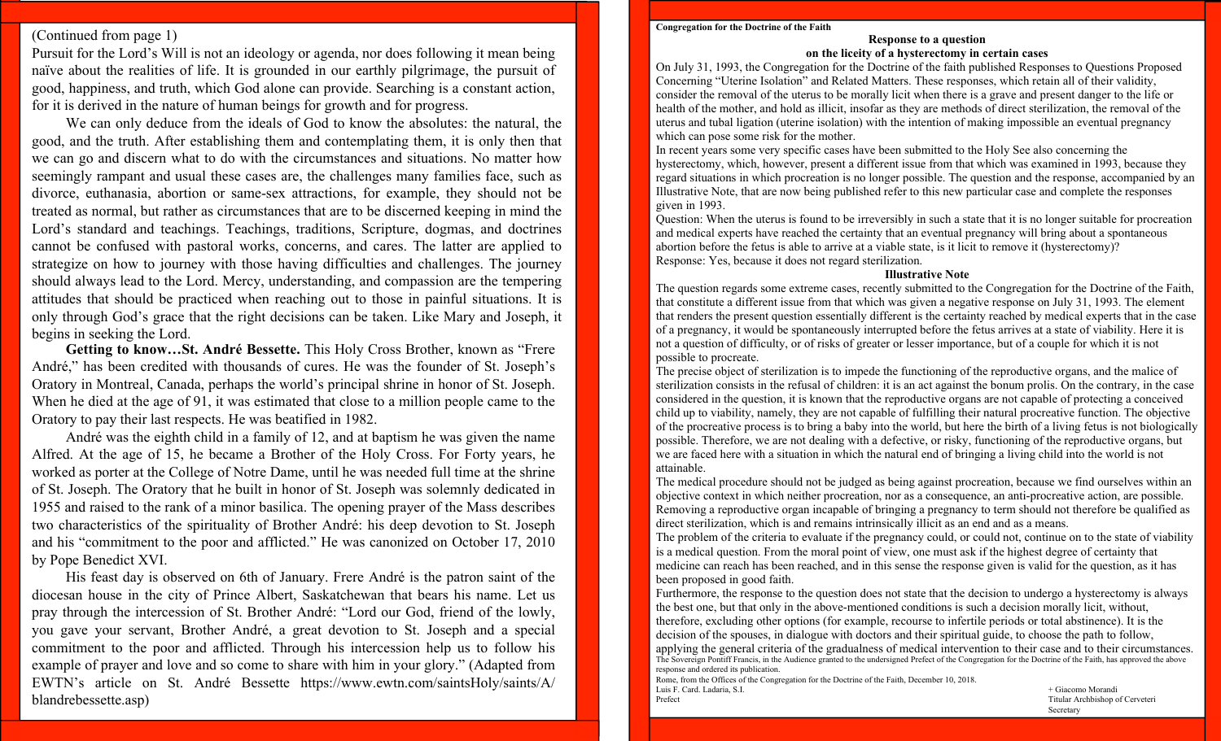(Continued from page 1)

Pursuit for the Lord's Will is not an ideology or agenda, nor does following it mean being naïve about the realities of life. It is grounded in our earthly pilgrimage, the pursuit of good, happiness, and truth, which God alone can provide. Searching is a constant action, for it is derived in the nature of human beings for growth and for progress.

We can only deduce from the ideals of God to know the absolutes: the natural, the good, and the truth. After establishing them and contemplating them, it is only then that we can go and discern what to do with the circumstances and situations. No matter how seemingly rampant and usual these cases are, the challenges many families face, such as divorce, euthanasia, abortion or same-sex attractions, for example, they should not be treated as normal, but rather as circumstances that are to be discerned keeping in mind the Lord's standard and teachings. Teachings, traditions, Scripture, dogmas, and doctrines cannot be confused with pastoral works, concerns, and cares. The latter are applied to strategize on how to journey with those having difficulties and challenges. The journey should always lead to the Lord. Mercy, understanding, and compassion are the tempering attitudes that should be practiced when reaching out to those in painful situations. It is only through God's grace that the right decisions can be taken. Like Mary and Joseph, it begins in seeking the Lord.

**Getting to know…St. André Bessette.** This Holy Cross Brother, known as "Frere André," has been credited with thousands of cures. He was the founder of St. Joseph's Oratory in Montreal, Canada, perhaps the world's principal shrine in honor of St. Joseph. When he died at the age of 91, it was estimated that close to a million people came to the Oratory to pay their last respects. He was beatified in 1982.

André was the eighth child in a family of 12, and at baptism he was given the name Alfred. At the age of 15, he became a Brother of the Holy Cross. For Forty years, he worked as porter at the College of Notre Dame, until he was needed full time at the shrine of St. Joseph. The Oratory that he built in honor of St. Joseph was solemnly dedicated in 1955 and raised to the rank of a minor basilica. The opening prayer of the Mass describes two characteristics of the spirituality of Brother André: his deep devotion to St. Joseph and his "commitment to the poor and afflicted." He was canonized on October 17, 2010 by Pope Benedict XVI.

His feast day is observed on 6th of January. Frere André is the patron saint of the diocesan house in the city of Prince Albert, Saskatchewan that bears his name. Let us pray through the intercession of St. Brother André: "Lord our God, friend of the lowly, you gave your servant, Brother André, a great devotion to St. Joseph and a special commitment to the poor and afflicted. Through his intercession help us to follow his example of prayer and love and so come to share with him in your glory." (Adapted from EWTN's article on St. André Bessette https://www.ewtn.com/saintsHoly/saints/A/blandrebessette.asp)

**Congregation for the Doctrine of the Faith**

**Response to a question**
**on the liceity of a hysterectomy in certain cases**

On July 31, 1993, the Congregation for the Doctrine of the faith published Responses to Questions Proposed Concerning "Uterine Isolation" and Related Matters. These responses, which retain all of their validity, consider the removal of the uterus to be morally licit when there is a grave and present danger to the life or health of the mother, and hold as illicit, insofar as they are methods of direct sterilization, the removal of the uterus and tubal ligation (uterine isolation) with the intention of making impossible an eventual pregnancy which can pose some risk for the mother.

In recent years some very specific cases have been submitted to the Holy See also concerning the hysterectomy, which, however, present a different issue from that which was examined in 1993, because they regard situations in which procreation is no longer possible. The question and the response, accompanied by an Illustrative Note, that are now being published refer to this new particular case and complete the responses given in 1993.

Question: When the uterus is found to be irreversibly in such a state that it is no longer suitable for procreation and medical experts have reached the certainty that an eventual pregnancy will bring about a spontaneous abortion before the fetus is able to arrive at a viable state, is it licit to remove it (hysterectomy)?

Response: Yes, because it does not regard sterilization.

**Illustrative Note**

The question regards some extreme cases, recently submitted to the Congregation for the Doctrine of the Faith, that constitute a different issue from that which was given a negative response on July 31, 1993. The element that renders the present question essentially different is the certainty reached by medical experts that in the case of a pregnancy, it would be spontaneously interrupted before the fetus arrives at a state of viability. Here it is not a question of difficulty, or of risks of greater or lesser importance, but of a couple for which it is not possible to procreate.

The precise object of sterilization is to impede the functioning of the reproductive organs, and the malice of sterilization consists in the refusal of children: it is an act against the bonum prolis. On the contrary, in the case considered in the question, it is known that the reproductive organs are not capable of protecting a conceived child up to viability, namely, they are not capable of fulfilling their natural procreative function. The objective of the procreative process is to bring a baby into the world, but here the birth of a living fetus is not biologically possible. Therefore, we are not dealing with a defective, or risky, functioning of the reproductive organs, but we are faced here with a situation in which the natural end of bringing a living child into the world is not attainable.

The medical procedure should not be judged as being against procreation, because we find ourselves within an objective context in which neither procreation, nor as a consequence, an anti-procreative action, are possible. Removing a reproductive organ incapable of bringing a pregnancy to term should not therefore be qualified as direct sterilization, which is and remains intrinsically illicit as an end and as a means.

The problem of the criteria to evaluate if the pregnancy could, or could not, continue on to the state of viability is a medical question. From the moral point of view, one must ask if the highest degree of certainty that medicine can reach has been reached, and in this sense the response given is valid for the question, as it has been proposed in good faith.

Furthermore, the response to the question does not state that the decision to undergo a hysterectomy is always the best one, but that only in the above-mentioned conditions is such a decision morally licit, without, therefore, excluding other options (for example, recourse to infertile periods or total abstinence). It is the decision of the spouses, in dialogue with doctors and their spiritual guide, to choose the path to follow, applying the general criteria of the gradualness of medical intervention to their case and to their circumstances.

The Sovereign Pontiff Francis, in the Audience granted to the undersigned Prefect of the Congregation for the Doctrine of the Faith, has approved the above response and ordered its publication.

Rome, from the Offices of the Congregation for the Doctrine of the Faith, December 10, 2018.

Luis F. Card. Ladaria, S.I.
Prefect

+ Giacomo Morandi
Titular Archbishop of Cerveteri
Secretary